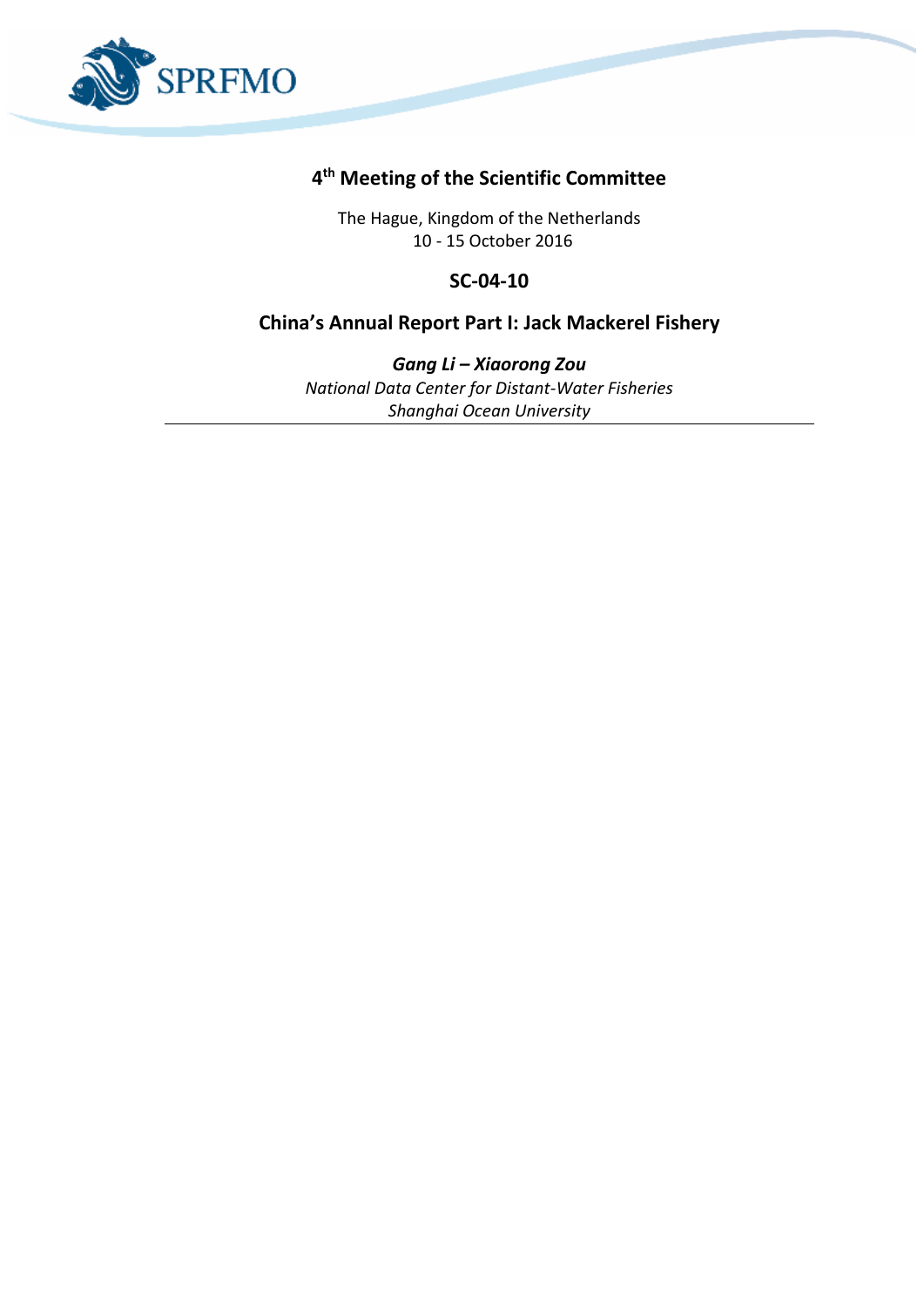SPRFMO

# 4th Meeting of the Scientific Committee

The Hague, Kingdom of the Netherlands
10 - 15 October 2016

## SC-04-10

## China's Annual Report Part I: Jack Mackerel Fishery

***Gang Li – Xiaorong Zou***

*National Data Center for Distant-Water Fisheries*
*Shanghai Ocean University*

---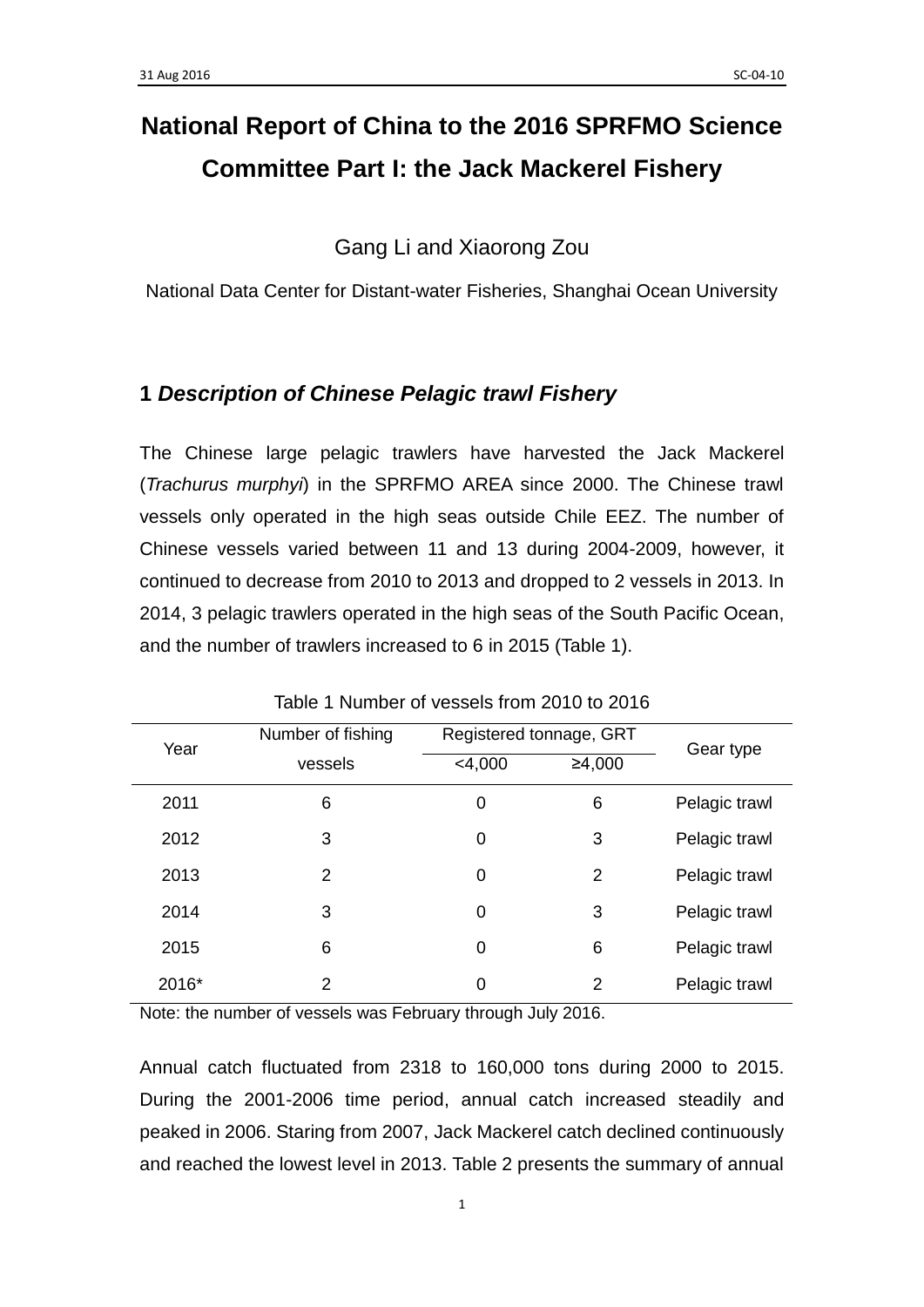# National Report of China to the 2016 SPRFMO Science Committee Part I: the Jack Mackerel Fishery

Gang Li and Xiaorong Zou

National Data Center for Distant-water Fisheries, Shanghai Ocean University

## 1 *Description of Chinese Pelagic trawl Fishery*

The Chinese large pelagic trawlers have harvested the Jack Mackerel (*Trachurus murphyi*) in the SPRFMO AREA since 2000. The Chinese trawl vessels only operated in the high seas outside Chile EEZ. The number of Chinese vessels varied between 11 and 13 during 2004-2009, however, it continued to decrease from 2010 to 2013 and dropped to 2 vessels in 2013. In 2014, 3 pelagic trawlers operated in the high seas of the South Pacific Ocean, and the number of trawlers increased to 6 in 2015 (Table 1).

Table 1 Number of vessels from 2010 to 2016

| Year | Number of fishing vessels | Registered tonnage, GRT | | Gear type |
|---|---|---|---|---|
| | | <4,000 | ≥4,000 | |
| 2011 | 6 | 0 | 6 | Pelagic trawl |
| 2012 | 3 | 0 | 3 | Pelagic trawl |
| 2013 | 2 | 0 | 2 | Pelagic trawl |
| 2014 | 3 | 0 | 3 | Pelagic trawl |
| 2015 | 6 | 0 | 6 | Pelagic trawl |
| 2016* | 2 | 0 | 2 | Pelagic trawl |

Note: the number of vessels was February through July 2016.

Annual catch fluctuated from 2318 to 160,000 tons during 2000 to 2015. During the 2001-2006 time period, annual catch increased steadily and peaked in 2006. Staring from 2007, Jack Mackerel catch declined continuously and reached the lowest level in 2013. Table 2 presents the summary of annual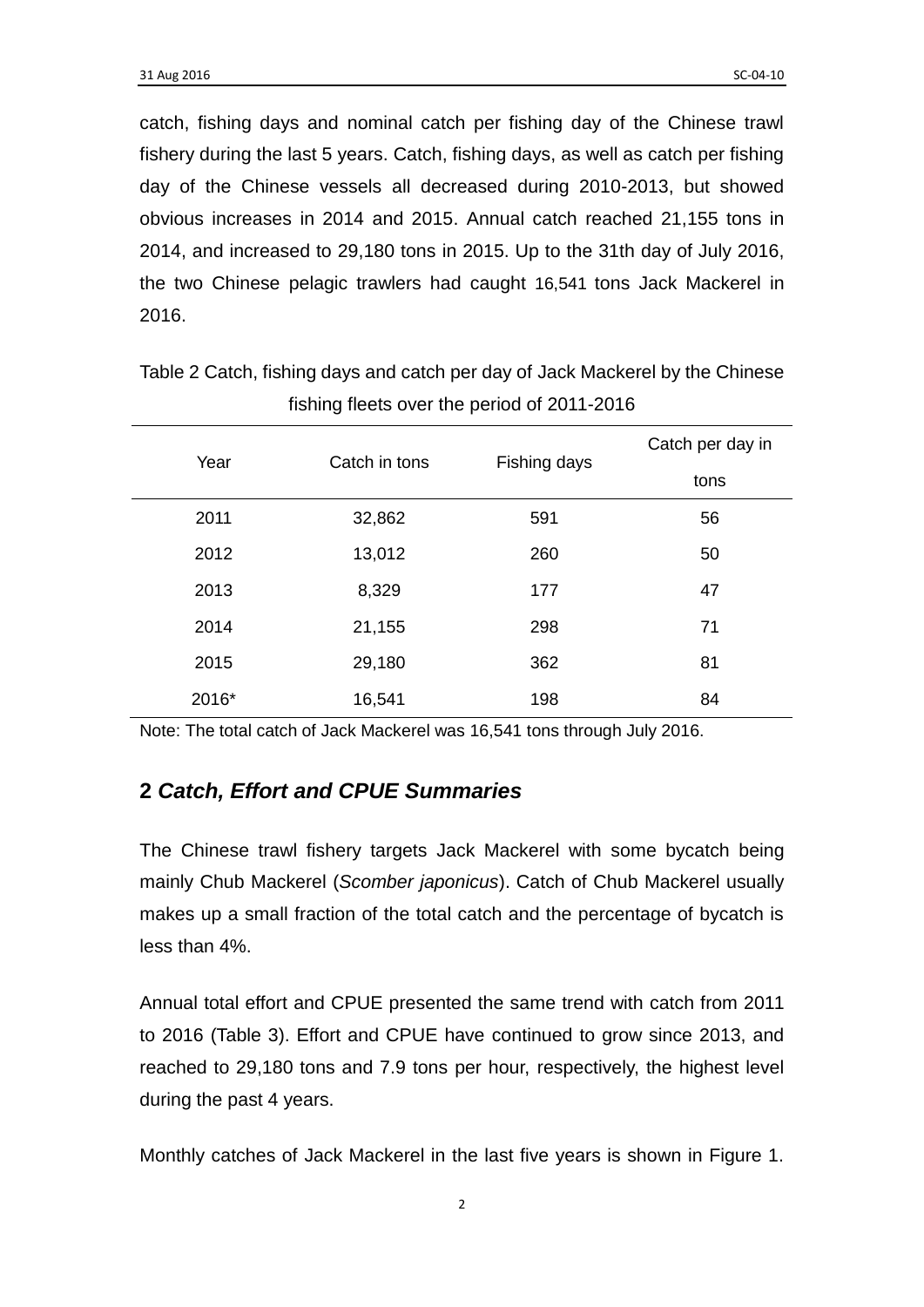catch, fishing days and nominal catch per fishing day of the Chinese trawl fishery during the last 5 years. Catch, fishing days, as well as catch per fishing day of the Chinese vessels all decreased during 2010-2013, but showed obvious increases in 2014 and 2015. Annual catch reached 21,155 tons in 2014, and increased to 29,180 tons in 2015. Up to the 31th day of July 2016, the two Chinese pelagic trawlers had caught 16,541 tons Jack Mackerel in 2016.

Table 2 Catch, fishing days and catch per day of Jack Mackerel by the Chinese fishing fleets over the period of 2011-2016

| Year | Catch in tons | Fishing days | Catch per day in tons |
|---|---|---|---|
| 2011 | 32,862 | 591 | 56 |
| 2012 | 13,012 | 260 | 50 |
| 2013 | 8,329 | 177 | 47 |
| 2014 | 21,155 | 298 | 71 |
| 2015 | 29,180 | 362 | 81 |
| 2016* | 16,541 | 198 | 84 |

Note: The total catch of Jack Mackerel was 16,541 tons through July 2016.

## 2 *Catch, Effort and CPUE Summaries*

The Chinese trawl fishery targets Jack Mackerel with some bycatch being mainly Chub Mackerel (*Scomber japonicus*). Catch of Chub Mackerel usually makes up a small fraction of the total catch and the percentage of bycatch is less than 4%.

Annual total effort and CPUE presented the same trend with catch from 2011 to 2016 (Table 3). Effort and CPUE have continued to grow since 2013, and reached to 29,180 tons and 7.9 tons per hour, respectively, the highest level during the past 4 years.

Monthly catches of Jack Mackerel in the last five years is shown in Figure 1.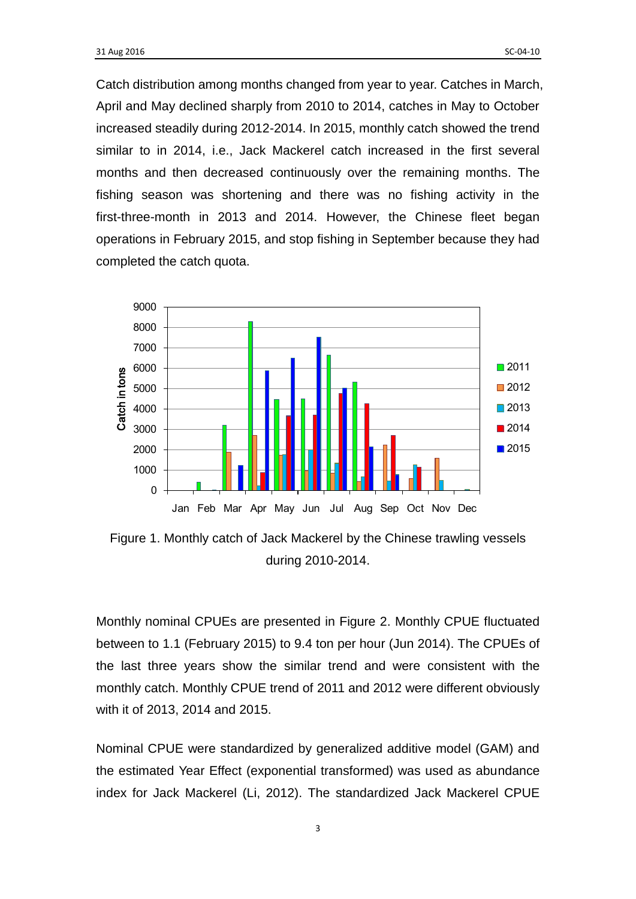Catch distribution among months changed from year to year. Catches in March, April and May declined sharply from 2010 to 2014, catches in May to October increased steadily during 2012-2014. In 2015, monthly catch showed the trend similar to in 2014, i.e., Jack Mackerel catch increased in the first several months and then decreased continuously over the remaining months. The fishing season was shortening and there was no fishing activity in the first-three-month in 2013 and 2014. However, the Chinese fleet began operations in February 2015, and stop fishing in September because they had completed the catch quota.

Catch in tons

9000
8000
7000
6000
5000
4000
3000
2000
1000
0

Jan Feb Mar Apr May Jun Jul Aug Sep Oct Nov Dec

2011
2012
2013
2014
2015

Figure 1. Monthly catch of Jack Mackerel by the Chinese trawling vessels during 2010-2014.

Monthly nominal CPUEs are presented in Figure 2. Monthly CPUE fluctuated between to 1.1 (February 2015) to 9.4 ton per hour (Jun 2014). The CPUEs of the last three years show the similar trend and were consistent with the monthly catch. Monthly CPUE trend of 2011 and 2012 were different obviously with it of 2013, 2014 and 2015.

Nominal CPUE were standardized by generalized additive model (GAM) and the estimated Year Effect (exponential transformed) was used as abundance index for Jack Mackerel (Li, 2012). The standardized Jack Mackerel CPUE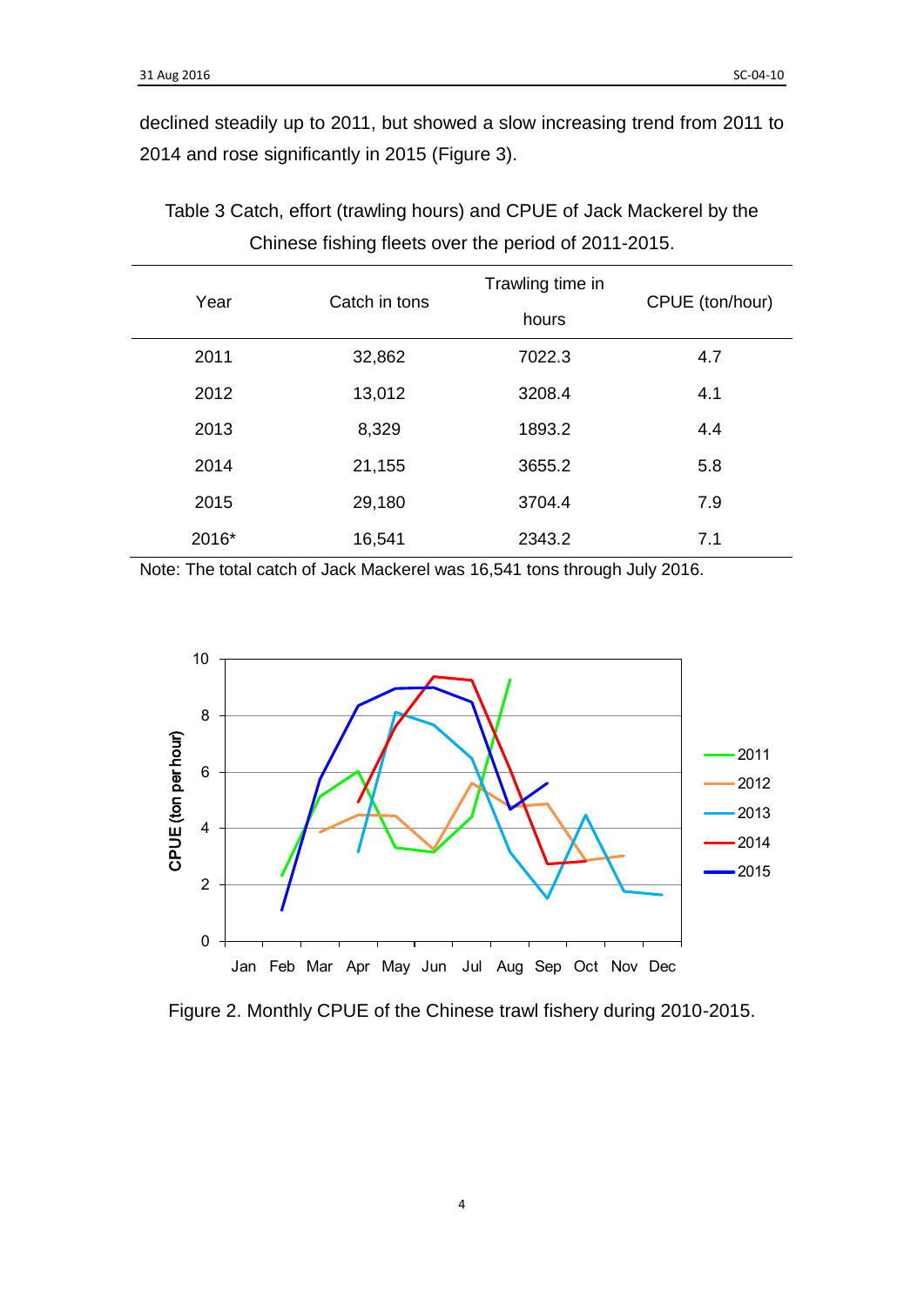declined steadily up to 2011, but showed a slow increasing trend from 2011 to 2014 and rose significantly in 2015 (Figure 3).

Table 3 Catch, effort (trawling hours) and CPUE of Jack Mackerel by the Chinese fishing fleets over the period of 2011-2015.

| Year | Catch in tons | Trawling time in hours | CPUE (ton/hour) |
|---|---|---|---|
| 2011 | 32,862 | 7022.3 | 4.7 |
| 2012 | 13,012 | 3208.4 | 4.1 |
| 2013 | 8,329 | 1893.2 | 4.4 |
| 2014 | 21,155 | 3655.2 | 5.8 |
| 2015 | 29,180 | 3704.4 | 7.9 |
| 2016* | 16,541 | 2343.2 | 7.1 |

Note: The total catch of Jack Mackerel was 16,541 tons through July 2016.

CPUE (ton per hour)

10
8
6
4
2
0

Jan Feb Mar Apr May Jun Jul Aug Sep Oct Nov Dec

2011
2012
2013
2014
2015

Figure 2. Monthly CPUE of the Chinese trawl fishery during 2010-2015.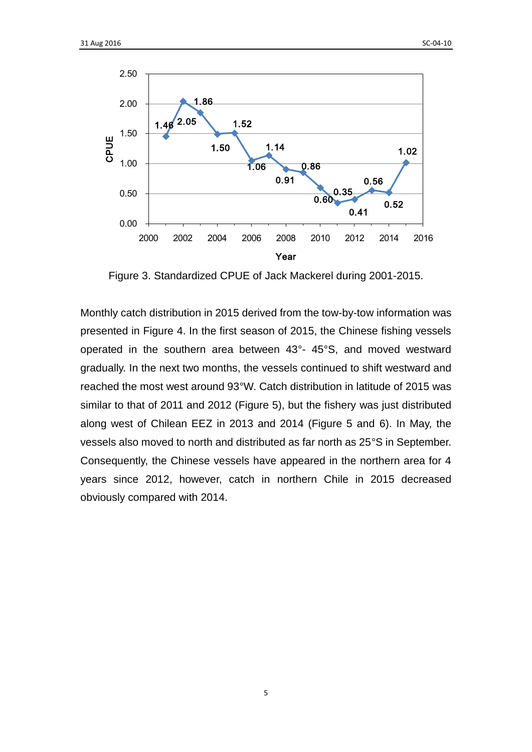CPUE

2.50
2.00
1.50
1.00
0.50
0.00

1.46
2.05
1.86
1.50
1.52
1.06
1.14
0.91
0.86
0.60
0.35
0.41
0.56
0.52
1.02

2000 2002 2004 2006 2008 2010 2012 2014 2016

Year

Figure 3. Standardized CPUE of Jack Mackerel during 2001-2015.

Monthly catch distribution in 2015 derived from the tow-by-tow information was presented in Figure 4. In the first season of 2015, the Chinese fishing vessels operated in the southern area between 43°- 45°S, and moved westward gradually. In the next two months, the vessels continued to shift westward and reached the most west around 93°W. Catch distribution in latitude of 2015 was similar to that of 2011 and 2012 (Figure 5), but the fishery was just distributed along west of Chilean EEZ in 2013 and 2014 (Figure 5 and 6). In May, the vessels also moved to north and distributed as far north as 25°S in September. Consequently, the Chinese vessels have appeared in the northern area for 4 years since 2012, however, catch in northern Chile in 2015 decreased obviously compared with 2014.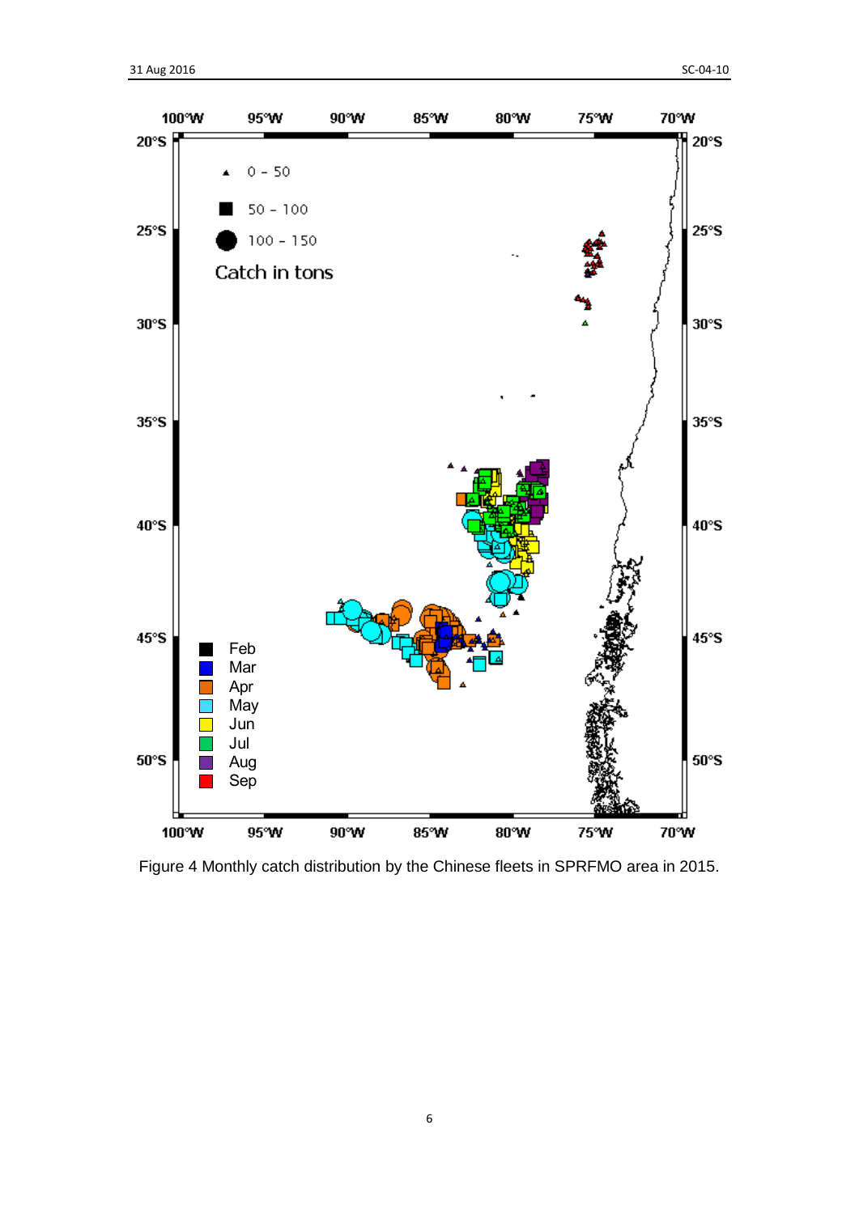100°W 95°W 90°W 85°W 80°W 75°W 70°W

20°S 25°S 30°S 35°S 40°S 45°S 50°S

0 - 50

50 - 100

100 - 150

Catch in tons

Feb
Mar
Apr
May
Jun
Jul
Aug
Sep

Figure 4 Monthly catch distribution by the Chinese fleets in SPRFMO area in 2015.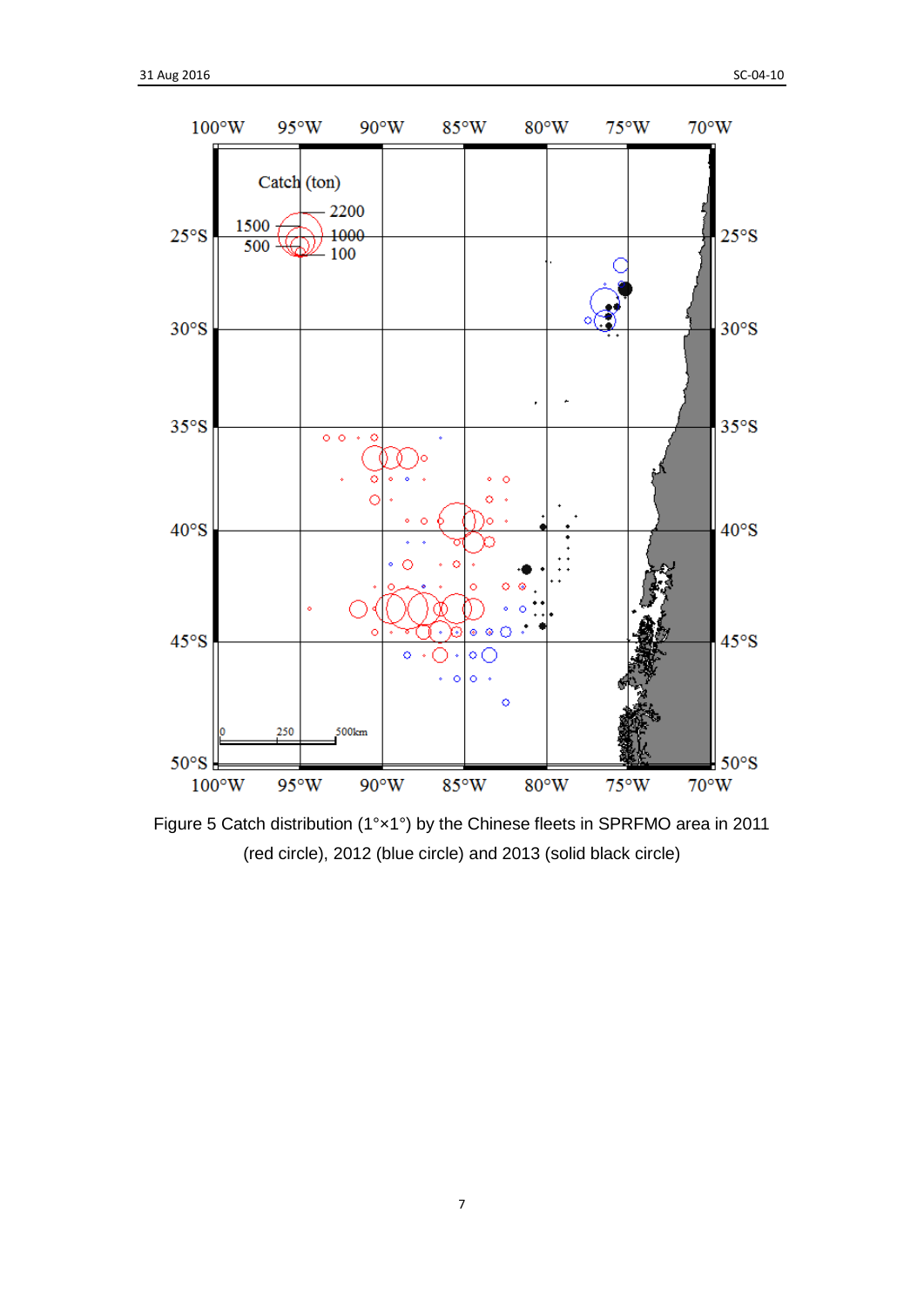100°W 95°W 90°W 85°W 80°W 75°W 70°W

Catch (ton)

2200

1500

1000

500

100

25°S

30°S

35°S

40°S

45°S

50°S

0 250 500km

Figure 5 Catch distribution (1°×1°) by the Chinese fleets in SPRFMO area in 2011 (red circle), 2012 (blue circle) and 2013 (solid black circle)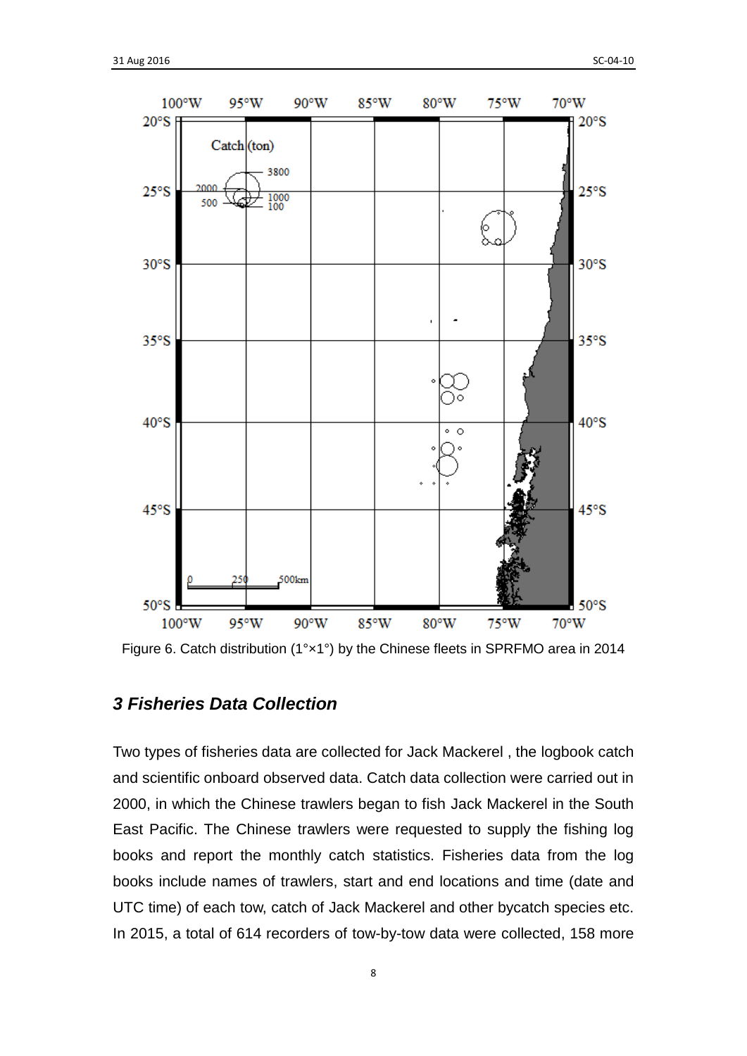100°W 95°W 90°W 85°W 80°W 75°W 70°W

20°S 25°S 30°S 35°S 40°S 45°S 50°S

Catch (ton)

3800
2000
1000
500
100

0 250 500km

Figure 6. Catch distribution (1°×1°) by the Chinese fleets in SPRFMO area in 2014

## *3 Fisheries Data Collection*

Two types of fisheries data are collected for Jack Mackerel , the logbook catch and scientific onboard observed data. Catch data collection were carried out in 2000, in which the Chinese trawlers began to fish Jack Mackerel in the South East Pacific. The Chinese trawlers were requested to supply the fishing log books and report the monthly catch statistics. Fisheries data from the log books include names of trawlers, start and end locations and time (date and UTC time) of each tow, catch of Jack Mackerel and other bycatch species etc. In 2015, a total of 614 recorders of tow-by-tow data were collected, 158 more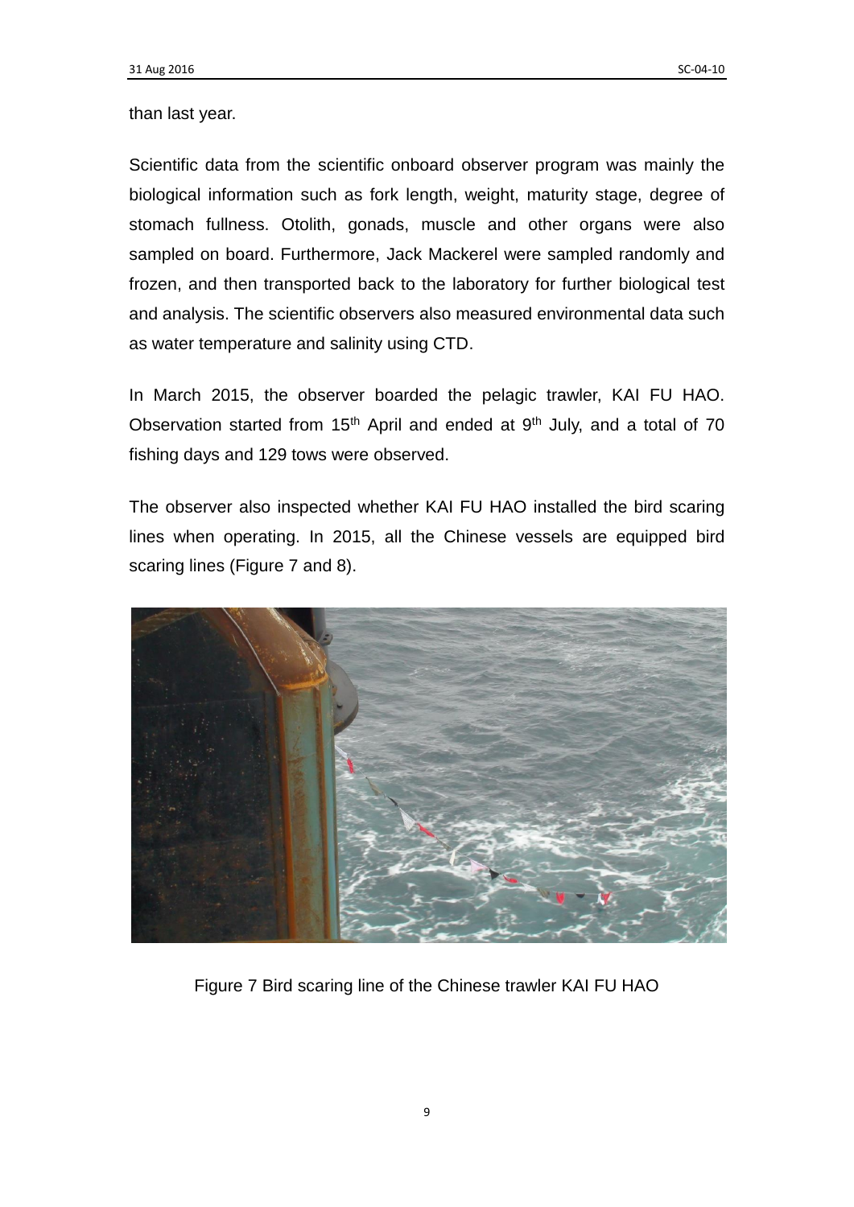than last year.

Scientific data from the scientific onboard observer program was mainly the biological information such as fork length, weight, maturity stage, degree of stomach fullness. Otolith, gonads, muscle and other organs were also sampled on board. Furthermore, Jack Mackerel were sampled randomly and frozen, and then transported back to the laboratory for further biological test and analysis. The scientific observers also measured environmental data such as water temperature and salinity using CTD.

In March 2015, the observer boarded the pelagic trawler, KAI FU HAO. Observation started from 15th April and ended at 9th July, and a total of 70 fishing days and 129 tows were observed.

The observer also inspected whether KAI FU HAO installed the bird scaring lines when operating. In 2015, all the Chinese vessels are equipped bird scaring lines (Figure 7 and 8).

Figure 7 Bird scaring line of the Chinese trawler KAI FU HAO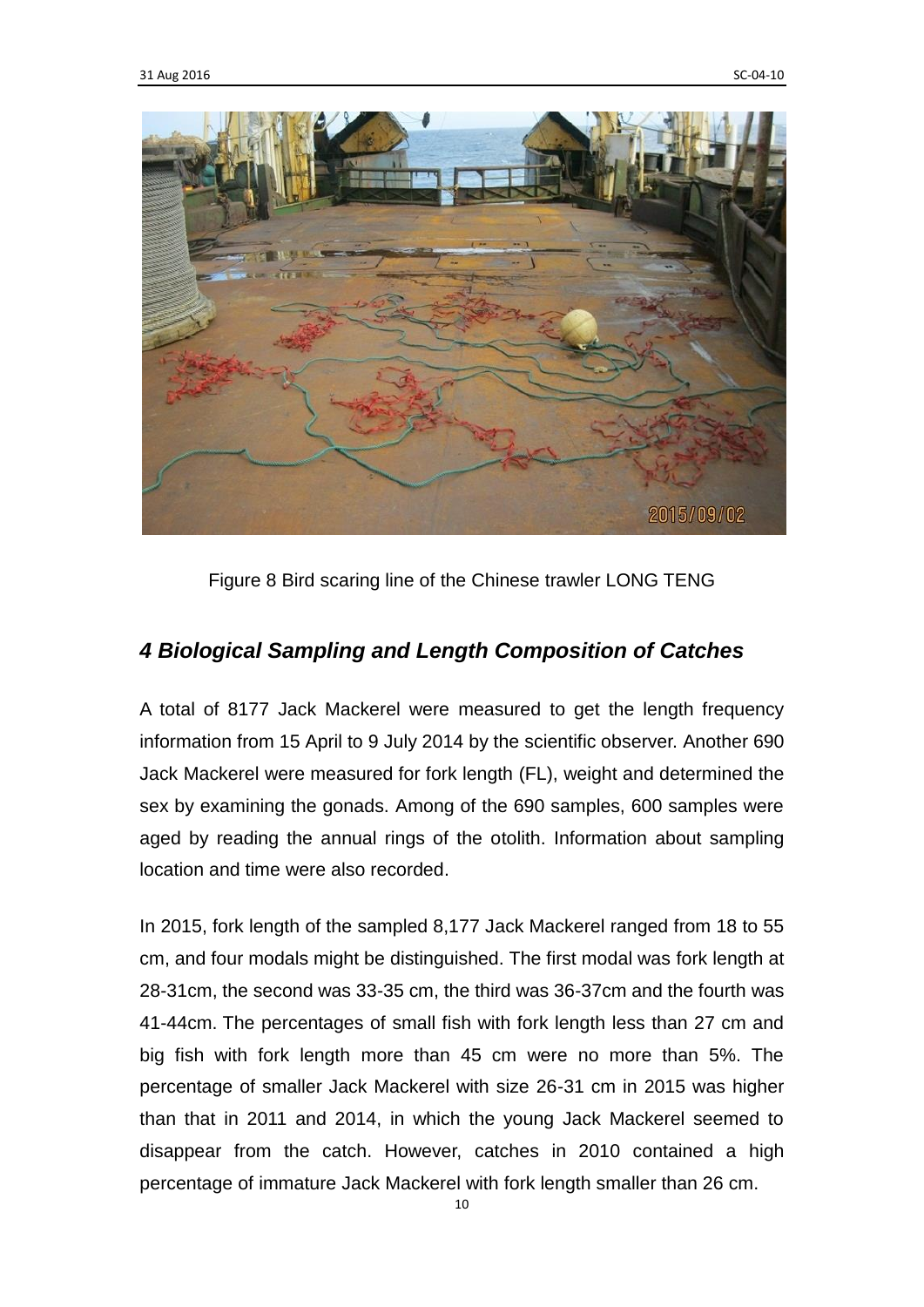Figure 8 Bird scaring line of the Chinese trawler LONG TENG

## *4 Biological Sampling and Length Composition of Catches*

A total of 8177 Jack Mackerel were measured to get the length frequency information from 15 April to 9 July 2014 by the scientific observer. Another 690 Jack Mackerel were measured for fork length (FL), weight and determined the sex by examining the gonads. Among of the 690 samples, 600 samples were aged by reading the annual rings of the otolith. Information about sampling location and time were also recorded.

In 2015, fork length of the sampled 8,177 Jack Mackerel ranged from 18 to 55 cm, and four modals might be distinguished. The first modal was fork length at 28-31cm, the second was 33-35 cm, the third was 36-37cm and the fourth was 41-44cm. The percentages of small fish with fork length less than 27 cm and big fish with fork length more than 45 cm were no more than 5%. The percentage of smaller Jack Mackerel with size 26-31 cm in 2015 was higher than that in 2011 and 2014, in which the young Jack Mackerel seemed to disappear from the catch. However, catches in 2010 contained a high percentage of immature Jack Mackerel with fork length smaller than 26 cm.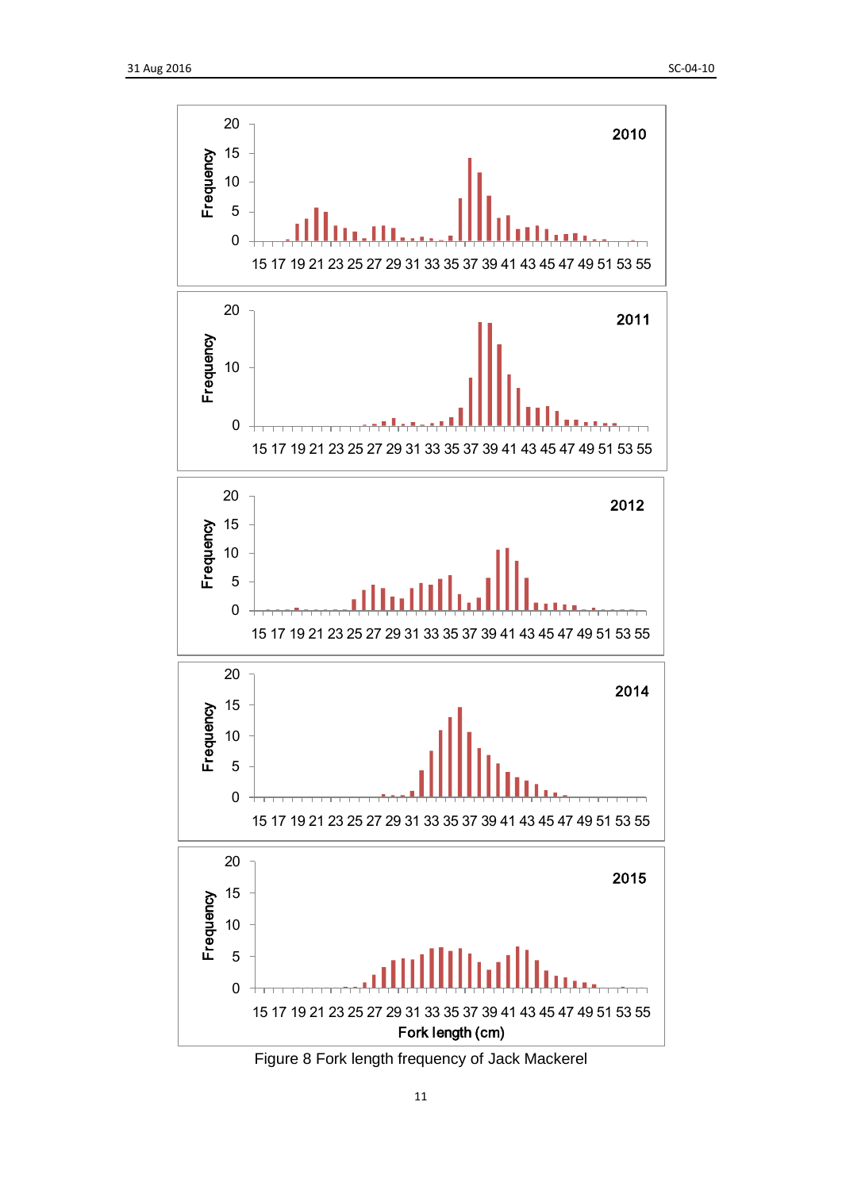Figure 8 Fork length frequency of Jack Mackerel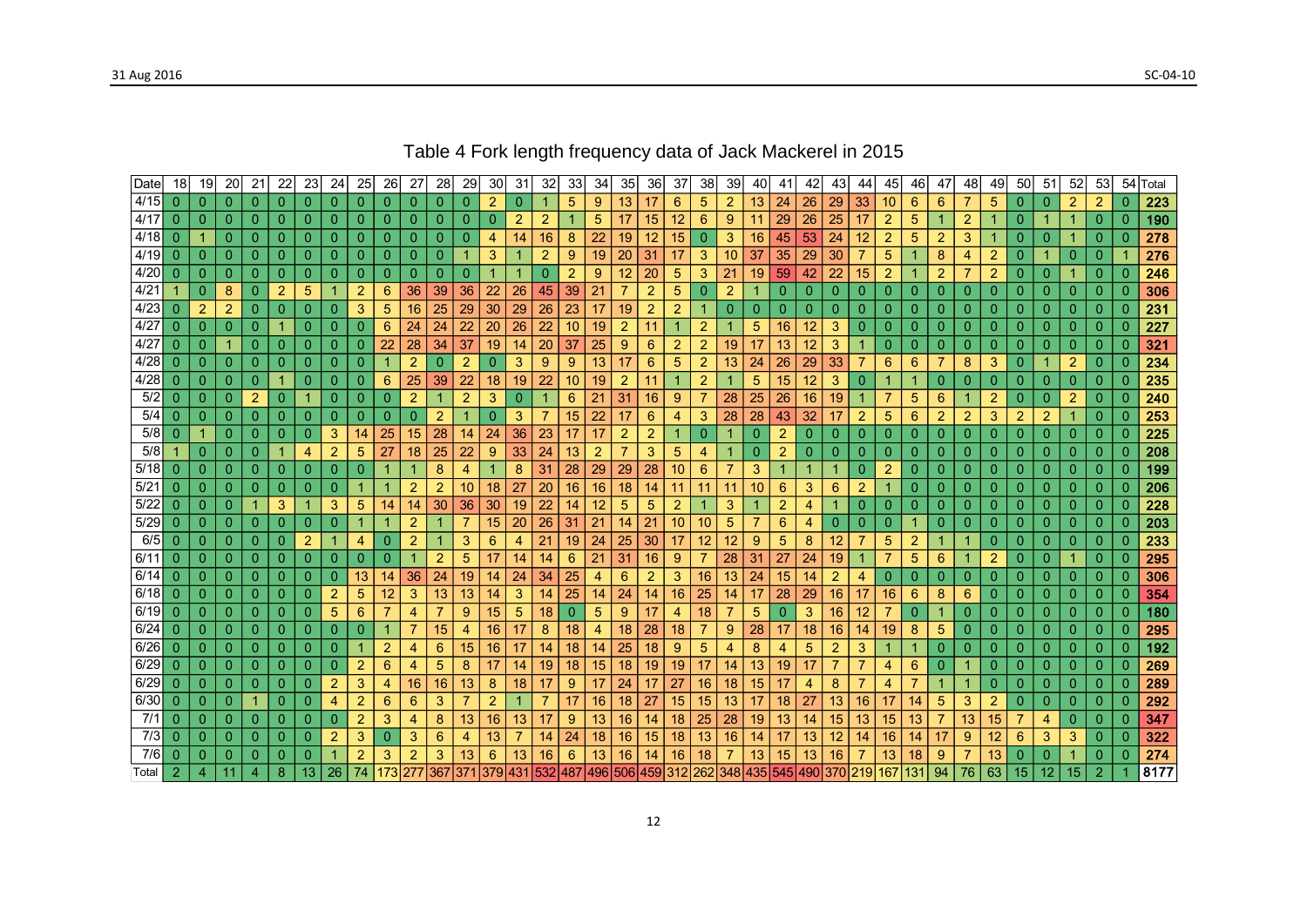# Table 4 Fork length frequency data of Jack Mackerel in 2015

| Date | 18 | 19 | 20 | 21 | 22 | 23 | 24 | 25 | 26 | 27 | 28 | 29 | 30 | 31 | 32 | 33 | 34 | 35 | 36 | 37 | 38 | 39 | 40 | 41 | 42 | 43 | 44 | 45 | 46 | 47 | 48 | 49 | 50 | 51 | 52 | 53 | 54 | Total |
|---|---|---|---|---|---|---|---|---|---|---|---|---|---|---|---|---|---|---|---|---|---|---|---|---|---|---|---|---|---|---|---|---|---|---|---|---|---|---|
| 4/15 | 0 | 0 | 0 | 0 | 0 | 0 | 0 | 0 | 0 | 0 | 0 | 0 | 2 | 0 | 1 | 5 | 9 | 13 | 17 | 6 | 5 | 2 | 13 | 24 | 26 | 29 | 33 | 10 | 6 | 6 | 7 | 5 | 0 | 0 | 2 | 2 | 0 | 223 |
| 4/17 | 0 | 0 | 0 | 0 | 0 | 0 | 0 | 0 | 0 | 0 | 0 | 0 | 0 | 2 | 2 | 1 | 5 | 17 | 15 | 12 | 6 | 9 | 11 | 29 | 26 | 25 | 17 | 2 | 5 | 1 | 2 | 1 | 0 | 1 | 1 | 0 | 0 | 190 |
| 4/18 | 0 | 1 | 0 | 0 | 0 | 0 | 0 | 0 | 0 | 0 | 0 | 0 | 4 | 14 | 16 | 8 | 22 | 19 | 12 | 15 | 0 | 3 | 16 | 45 | 53 | 24 | 12 | 2 | 5 | 2 | 3 | 1 | 0 | 0 | 1 | 0 | 0 | 278 |
| 4/19 | 0 | 0 | 0 | 0 | 0 | 0 | 0 | 0 | 0 | 0 | 0 | 1 | 3 | 1 | 2 | 9 | 19 | 20 | 31 | 17 | 3 | 10 | 37 | 35 | 29 | 30 | 7 | 5 | 1 | 8 | 4 | 2 | 0 | 1 | 0 | 0 | 1 | 276 |
| 4/20 | 0 | 0 | 0 | 0 | 0 | 0 | 0 | 0 | 0 | 0 | 0 | 0 | 1 | 1 | 0 | 2 | 9 | 12 | 20 | 5 | 3 | 21 | 19 | 59 | 42 | 22 | 15 | 2 | 1 | 2 | 7 | 2 | 0 | 0 | 1 | 0 | 0 | 246 |
| 4/21 | 1 | 0 | 8 | 0 | 2 | 5 | 1 | 2 | 6 | 36 | 39 | 36 | 22 | 26 | 45 | 39 | 21 | 7 | 2 | 5 | 0 | 2 | 1 | 0 | 0 | 0 | 0 | 0 | 0 | 0 | 0 | 0 | 0 | 0 | 0 | 0 | 0 | 306 |
| 4/23 | 0 | 2 | 2 | 0 | 0 | 0 | 0 | 3 | 5 | 16 | 25 | 29 | 30 | 29 | 26 | 23 | 17 | 19 | 2 | 2 | 1 | 0 | 0 | 0 | 0 | 0 | 0 | 0 | 0 | 0 | 0 | 0 | 0 | 0 | 0 | 0 | 0 | 231 |
| 4/27 | 0 | 0 | 0 | 0 | 1 | 0 | 0 | 0 | 6 | 24 | 24 | 22 | 20 | 26 | 22 | 10 | 19 | 2 | 11 | 1 | 2 | 1 | 5 | 16 | 12 | 3 | 0 | 0 | 0 | 0 | 0 | 0 | 0 | 0 | 0 | 0 | 0 | 227 |
| 4/27 | 0 | 0 | 1 | 0 | 0 | 0 | 0 | 0 | 22 | 28 | 34 | 37 | 19 | 14 | 20 | 37 | 25 | 9 | 6 | 2 | 2 | 19 | 17 | 13 | 12 | 3 | 1 | 0 | 0 | 0 | 0 | 0 | 0 | 0 | 0 | 0 | 0 | 321 |
| 4/28 | 0 | 0 | 0 | 0 | 0 | 0 | 0 | 0 | 1 | 2 | 0 | 2 | 0 | 3 | 9 | 9 | 13 | 17 | 6 | 5 | 2 | 13 | 24 | 26 | 29 | 33 | 7 | 6 | 6 | 7 | 8 | 3 | 0 | 1 | 2 | 0 | 0 | 234 |
| 4/28 | 0 | 0 | 0 | 0 | 1 | 0 | 0 | 0 | 6 | 25 | 39 | 22 | 18 | 19 | 22 | 10 | 19 | 2 | 11 | 1 | 2 | 1 | 5 | 15 | 12 | 3 | 0 | 1 | 1 | 0 | 0 | 0 | 0 | 0 | 0 | 0 | 0 | 235 |
| 5/2 | 0 | 0 | 0 | 2 | 0 | 1 | 0 | 0 | 0 | 2 | 1 | 2 | 3 | 0 | 1 | 6 | 21 | 31 | 16 | 9 | 7 | 28 | 25 | 26 | 16 | 19 | 1 | 7 | 5 | 6 | 1 | 2 | 0 | 0 | 2 | 0 | 0 | 240 |
| 5/4 | 0 | 0 | 0 | 0 | 0 | 0 | 0 | 0 | 0 | 0 | 2 | 1 | 0 | 3 | 7 | 15 | 22 | 17 | 6 | 4 | 3 | 28 | 28 | 43 | 32 | 17 | 2 | 5 | 6 | 2 | 2 | 3 | 2 | 2 | 1 | 0 | 0 | 253 |
| 5/8 | 0 | 1 | 0 | 0 | 0 | 0 | 3 | 14 | 25 | 15 | 28 | 14 | 24 | 36 | 23 | 17 | 17 | 2 | 2 | 1 | 0 | 1 | 0 | 2 | 0 | 0 | 0 | 0 | 0 | 0 | 0 | 0 | 0 | 0 | 0 | 0 | 0 | 225 |
| 5/8 | 1 | 0 | 0 | 0 | 1 | 4 | 2 | 5 | 27 | 18 | 25 | 22 | 9 | 33 | 24 | 13 | 2 | 7 | 3 | 5 | 4 | 1 | 0 | 2 | 0 | 0 | 0 | 0 | 0 | 0 | 0 | 0 | 0 | 0 | 0 | 0 | 0 | 208 |
| 5/18 | 0 | 0 | 0 | 0 | 0 | 0 | 0 | 0 | 1 | 1 | 8 | 4 | 1 | 8 | 31 | 28 | 29 | 29 | 28 | 10 | 6 | 7 | 3 | 1 | 1 | 1 | 0 | 2 | 0 | 0 | 0 | 0 | 0 | 0 | 0 | 0 | 0 | 199 |
| 5/21 | 0 | 0 | 0 | 0 | 0 | 0 | 0 | 1 | 1 | 2 | 2 | 10 | 18 | 27 | 20 | 16 | 16 | 18 | 14 | 11 | 11 | 11 | 10 | 6 | 3 | 6 | 2 | 1 | 0 | 0 | 0 | 0 | 0 | 0 | 0 | 0 | 0 | 206 |
| 5/22 | 0 | 0 | 0 | 1 | 3 | 1 | 3 | 5 | 14 | 14 | 30 | 36 | 30 | 19 | 22 | 14 | 12 | 5 | 5 | 2 | 1 | 3 | 1 | 2 | 4 | 1 | 0 | 0 | 0 | 0 | 0 | 0 | 0 | 0 | 0 | 0 | 0 | 228 |
| 5/29 | 0 | 0 | 0 | 0 | 0 | 0 | 0 | 1 | 1 | 2 | 1 | 7 | 15 | 20 | 26 | 31 | 21 | 14 | 21 | 10 | 10 | 5 | 7 | 6 | 4 | 0 | 0 | 0 | 1 | 0 | 0 | 0 | 0 | 0 | 0 | 0 | 0 | 203 |
| 6/5 | 0 | 0 | 0 | 0 | 0 | 2 | 1 | 4 | 0 | 2 | 1 | 3 | 6 | 4 | 21 | 19 | 24 | 25 | 30 | 17 | 12 | 12 | 9 | 5 | 8 | 12 | 7 | 5 | 2 | 1 | 1 | 0 | 0 | 0 | 0 | 0 | 0 | 233 |
| 6/11 | 0 | 0 | 0 | 0 | 0 | 0 | 0 | 0 | 0 | 1 | 2 | 5 | 17 | 14 | 14 | 6 | 21 | 31 | 16 | 9 | 7 | 28 | 31 | 27 | 24 | 19 | 1 | 7 | 5 | 6 | 1 | 2 | 0 | 0 | 1 | 0 | 0 | 295 |
| 6/14 | 0 | 0 | 0 | 0 | 0 | 0 | 0 | 13 | 14 | 36 | 24 | 19 | 14 | 24 | 34 | 25 | 4 | 6 | 2 | 3 | 16 | 13 | 24 | 15 | 14 | 2 | 4 | 0 | 0 | 0 | 0 | 0 | 0 | 0 | 0 | 0 | 0 | 306 |
| 6/18 | 0 | 0 | 0 | 0 | 0 | 0 | 2 | 5 | 12 | 3 | 13 | 13 | 14 | 3 | 14 | 25 | 14 | 24 | 14 | 16 | 25 | 14 | 17 | 28 | 29 | 16 | 17 | 16 | 6 | 8 | 6 | 0 | 0 | 0 | 0 | 0 | 0 | 354 |
| 6/19 | 0 | 0 | 0 | 0 | 0 | 0 | 5 | 6 | 7 | 4 | 7 | 9 | 15 | 5 | 18 | 0 | 5 | 9 | 17 | 4 | 18 | 7 | 5 | 0 | 3 | 16 | 12 | 7 | 0 | 1 | 0 | 0 | 0 | 0 | 0 | 0 | 0 | 180 |
| 6/24 | 0 | 0 | 0 | 0 | 0 | 0 | 0 | 0 | 1 | 7 | 15 | 4 | 16 | 17 | 8 | 18 | 4 | 18 | 28 | 18 | 7 | 9 | 28 | 17 | 18 | 16 | 14 | 19 | 8 | 5 | 0 | 0 | 0 | 0 | 0 | 0 | 0 | 295 |
| 6/26 | 0 | 0 | 0 | 0 | 0 | 0 | 0 | 1 | 2 | 4 | 6 | 15 | 16 | 17 | 14 | 18 | 14 | 25 | 18 | 9 | 5 | 4 | 8 | 4 | 5 | 2 | 3 | 1 | 1 | 0 | 0 | 0 | 0 | 0 | 0 | 0 | 0 | 192 |
| 6/29 | 0 | 0 | 0 | 0 | 0 | 0 | 0 | 2 | 6 | 4 | 5 | 8 | 17 | 14 | 19 | 18 | 15 | 18 | 19 | 19 | 17 | 14 | 13 | 19 | 17 | 7 | 7 | 4 | 6 | 0 | 1 | 0 | 0 | 0 | 0 | 0 | 0 | 269 |
| 6/29 | 0 | 0 | 0 | 0 | 0 | 0 | 2 | 3 | 4 | 16 | 16 | 13 | 8 | 18 | 17 | 9 | 17 | 24 | 17 | 27 | 16 | 18 | 15 | 17 | 4 | 8 | 7 | 4 | 7 | 1 | 1 | 0 | 0 | 0 | 0 | 0 | 0 | 289 |
| 6/30 | 0 | 0 | 0 | 1 | 0 | 0 | 4 | 2 | 6 | 6 | 3 | 7 | 2 | 1 | 7 | 17 | 16 | 18 | 27 | 15 | 15 | 13 | 17 | 18 | 27 | 13 | 16 | 17 | 14 | 5 | 3 | 2 | 0 | 0 | 0 | 0 | 0 | 292 |
| 7/1 | 0 | 0 | 0 | 0 | 0 | 0 | 0 | 2 | 3 | 4 | 8 | 13 | 16 | 13 | 17 | 9 | 13 | 16 | 14 | 18 | 25 | 28 | 19 | 13 | 14 | 15 | 13 | 15 | 13 | 7 | 13 | 15 | 7 | 4 | 0 | 0 | 0 | 347 |
| 7/3 | 0 | 0 | 0 | 0 | 0 | 0 | 2 | 3 | 0 | 3 | 6 | 4 | 13 | 7 | 14 | 24 | 18 | 16 | 15 | 18 | 13 | 16 | 14 | 17 | 13 | 12 | 14 | 16 | 14 | 17 | 9 | 12 | 6 | 3 | 3 | 0 | 0 | 322 |
| 7/6 | 0 | 0 | 0 | 0 | 0 | 0 | 1 | 2 | 3 | 2 | 3 | 13 | 6 | 13 | 16 | 6 | 13 | 16 | 14 | 16 | 18 | 7 | 13 | 15 | 13 | 16 | 7 | 13 | 18 | 9 | 7 | 13 | 0 | 0 | 1 | 0 | 0 | 274 |
| Total | 2 | 4 | 11 | 4 | 8 | 13 | 26 | 74 | 173 | 277 | 367 | 371 | 379 | 431 | 532 | 487 | 496 | 506 | 459 | 312 | 262 | 348 | 435 | 545 | 490 | 370 | 219 | 167 | 131 | 94 | 76 | 63 | 15 | 12 | 15 | 2 | 1 | 8177 |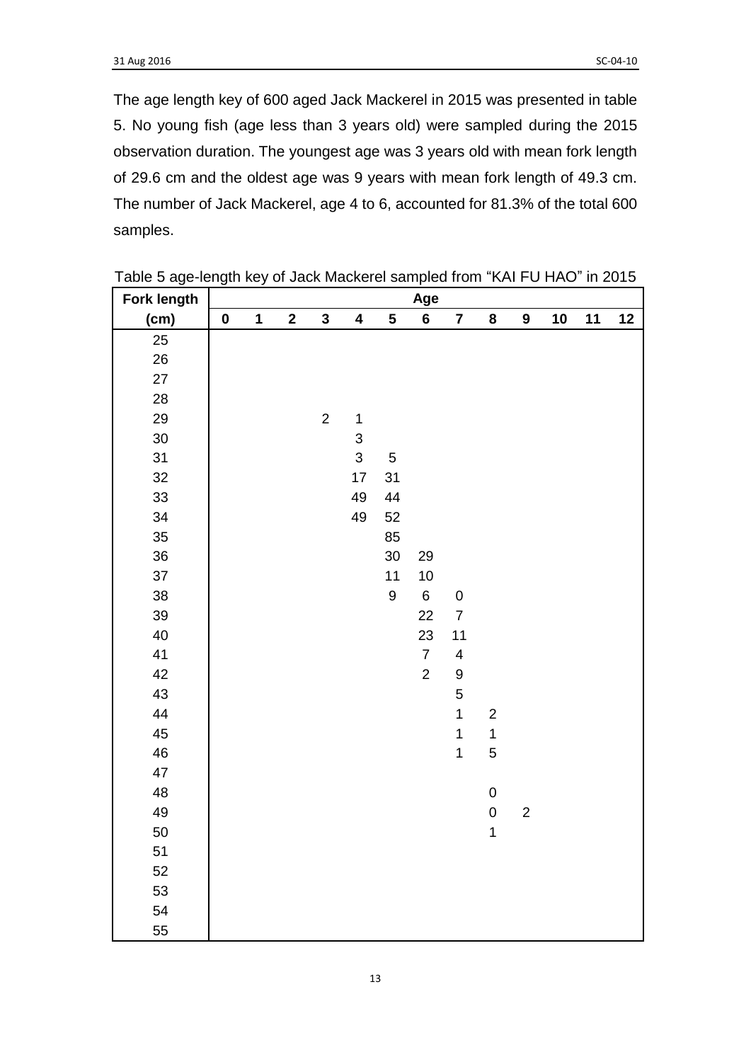The age length key of 600 aged Jack Mackerel in 2015 was presented in table 5. No young fish (age less than 3 years old) were sampled during the 2015 observation duration. The youngest age was 3 years old with mean fork length of 29.6 cm and the oldest age was 9 years with mean fork length of 49.3 cm. The number of Jack Mackerel, age 4 to 6, accounted for 81.3% of the total 600 samples.

Table 5 age-length key of Jack Mackerel sampled from "KAI FU HAO" in 2015

| **Fork length** | **Age** | | | | | | | | | | | | |
|---|---|---|---|---|---|---|---|---|---|---|---|---|---|
| **(cm)** | **0** | **1** | **2** | **3** | **4** | **5** | **6** | **7** | **8** | **9** | **10** | **11** | **12** |
| 25 | | | | | | | | | | | | | |
| 26 | | | | | | | | | | | | | |
| 27 | | | | | | | | | | | | | |
| 28 | | | | | | | | | | | | | |
| 29 | | | | 2 | 1 | | | | | | | | |
| 30 | | | | | 3 | | | | | | | | |
| 31 | | | | | 3 | 5 | | | | | | | |
| 32 | | | | | 17 | 31 | | | | | | | |
| 33 | | | | | 49 | 44 | | | | | | | |
| 34 | | | | | 49 | 52 | | | | | | | |
| 35 | | | | | | 85 | | | | | | | |
| 36 | | | | | | 30 | 29 | | | | | | |
| 37 | | | | | | 11 | 10 | | | | | | |
| 38 | | | | | | 9 | 6 | 0 | | | | | |
| 39 | | | | | | | 22 | 7 | | | | | |
| 40 | | | | | | | 23 | 11 | | | | | |
| 41 | | | | | | | 7 | 4 | | | | | |
| 42 | | | | | | | 2 | 9 | | | | | |
| 43 | | | | | | | | 5 | | | | | |
| 44 | | | | | | | | 1 | 2 | | | | |
| 45 | | | | | | | | 1 | 1 | | | | |
| 46 | | | | | | | | 1 | 5 | | | | |
| 47 | | | | | | | | | | | | | |
| 48 | | | | | | | | | 0 | | | | |
| 49 | | | | | | | | | 0 | 2 | | | |
| 50 | | | | | | | | | 1 | | | | |
| 51 | | | | | | | | | | | | | |
| 52 | | | | | | | | | | | | | |
| 53 | | | | | | | | | | | | | |
| 54 | | | | | | | | | | | | | |
| 55 | | | | | | | | | | | | | |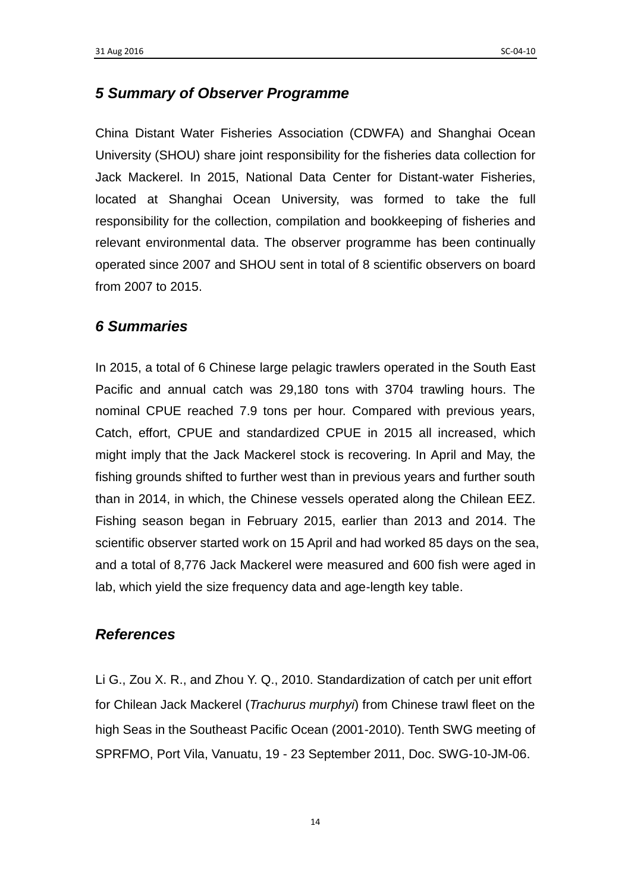## *5 Summary of Observer Programme*

China Distant Water Fisheries Association (CDWFA) and Shanghai Ocean University (SHOU) share joint responsibility for the fisheries data collection for Jack Mackerel. In 2015, National Data Center for Distant-water Fisheries, located at Shanghai Ocean University, was formed to take the full responsibility for the collection, compilation and bookkeeping of fisheries and relevant environmental data. The observer programme has been continually operated since 2007 and SHOU sent in total of 8 scientific observers on board from 2007 to 2015.

## *6 Summaries*

In 2015, a total of 6 Chinese large pelagic trawlers operated in the South East Pacific and annual catch was 29,180 tons with 3704 trawling hours. The nominal CPUE reached 7.9 tons per hour. Compared with previous years, Catch, effort, CPUE and standardized CPUE in 2015 all increased, which might imply that the Jack Mackerel stock is recovering. In April and May, the fishing grounds shifted to further west than in previous years and further south than in 2014, in which, the Chinese vessels operated along the Chilean EEZ. Fishing season began in February 2015, earlier than 2013 and 2014. The scientific observer started work on 15 April and had worked 85 days on the sea, and a total of 8,776 Jack Mackerel were measured and 600 fish were aged in lab, which yield the size frequency data and age-length key table.

## *References*

Li G., Zou X. R., and Zhou Y. Q., 2010. Standardization of catch per unit effort for Chilean Jack Mackerel (*Trachurus murphyi*) from Chinese trawl fleet on the high Seas in the Southeast Pacific Ocean (2001-2010). Tenth SWG meeting of SPRFMO, Port Vila, Vanuatu, 19 - 23 September 2011, Doc. SWG-10-JM-06.